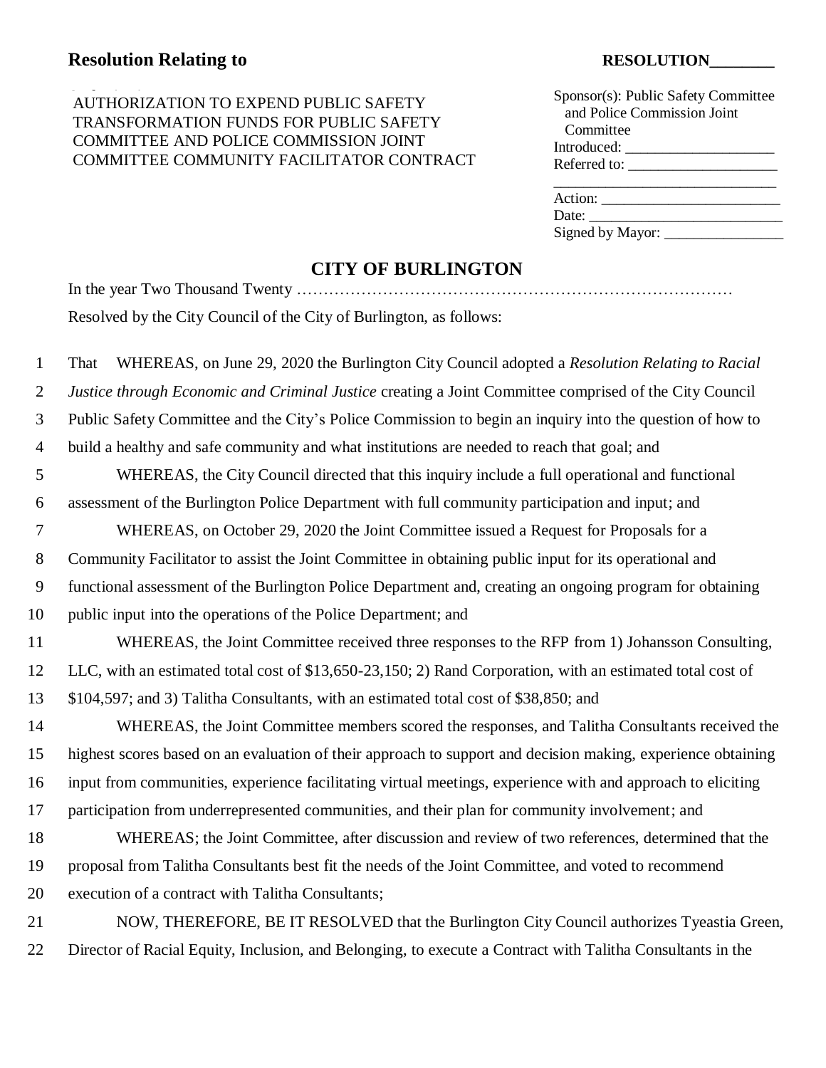**Resolution Relating to** **RESOLUTION________**

AUTHORIZATION TO EXPEND PUBLIC SAFETY TRANSFORMATION FUNDS FOR PUBLIC SAFETY COMMITTEE AND POLICE COMMISSION JOINT COMMITTEE COMMUNITY FACILITATOR CONTRACT

Sponsor(s): Public Safety Committee and Police Commission Joint Committee
Introduced: ____________________
Referred to: ____________________
______________________________
Action: ________________________
Date: __________________________
Signed by Mayor: ________________

## CITY OF BURLINGTON

In the year Two Thousand Twenty …………………………………………………………………………

Resolved by the City Council of the City of Burlington, as follows:

1 That WHEREAS, on June 29, 2020 the Burlington City Council adopted a *Resolution Relating to Racial*
2 *Justice through Economic and Criminal Justice* creating a Joint Committee comprised of the City Council
3 Public Safety Committee and the City's Police Commission to begin an inquiry into the question of how to
4 build a healthy and safe community and what institutions are needed to reach that goal; and
5 WHEREAS, the City Council directed that this inquiry include a full operational and functional
6 assessment of the Burlington Police Department with full community participation and input; and
7 WHEREAS, on October 29, 2020 the Joint Committee issued a Request for Proposals for a
8 Community Facilitator to assist the Joint Committee in obtaining public input for its operational and
9 functional assessment of the Burlington Police Department and, creating an ongoing program for obtaining
10 public input into the operations of the Police Department; and
11 WHEREAS, the Joint Committee received three responses to the RFP from 1) Johansson Consulting,
12 LLC, with an estimated total cost of $13,650-23,150; 2) Rand Corporation, with an estimated total cost of
13 $104,597; and 3) Talitha Consultants, with an estimated total cost of $38,850; and
14 WHEREAS, the Joint Committee members scored the responses, and Talitha Consultants received the
15 highest scores based on an evaluation of their approach to support and decision making, experience obtaining
16 input from communities, experience facilitating virtual meetings, experience with and approach to eliciting
17 participation from underrepresented communities, and their plan for community involvement; and
18 WHEREAS; the Joint Committee, after discussion and review of two references, determined that the
19 proposal from Talitha Consultants best fit the needs of the Joint Committee, and voted to recommend
20 execution of a contract with Talitha Consultants;
21 NOW, THEREFORE, BE IT RESOLVED that the Burlington City Council authorizes Tyeastia Green,
22 Director of Racial Equity, Inclusion, and Belonging, to execute a Contract with Talitha Consultants in the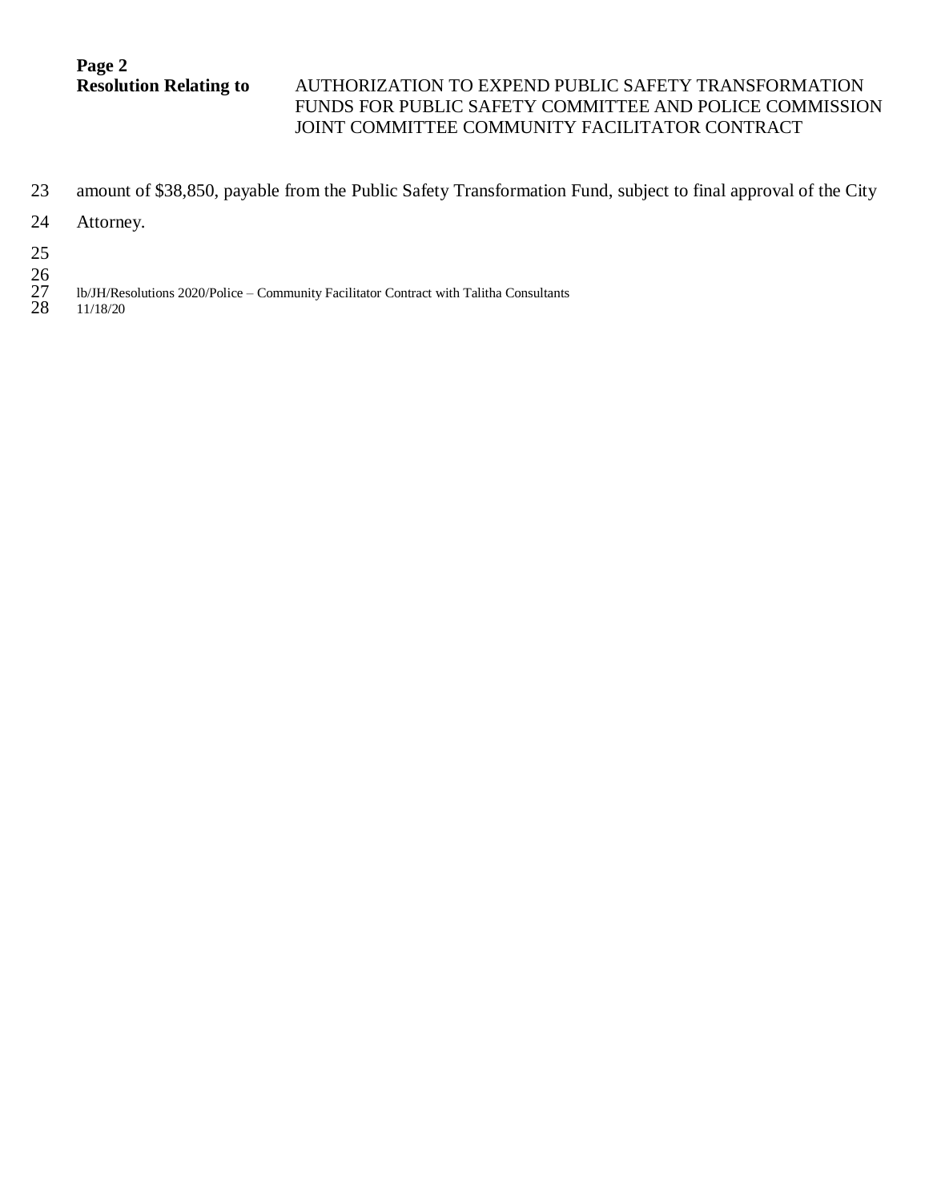amount of $38,850, payable from the Public Safety Transformation Fund, subject to final approval of the City Attorney.

lb/JH/Resolutions 2020/Police – Community Facilitator Contract with Talitha Consultants
11/18/20